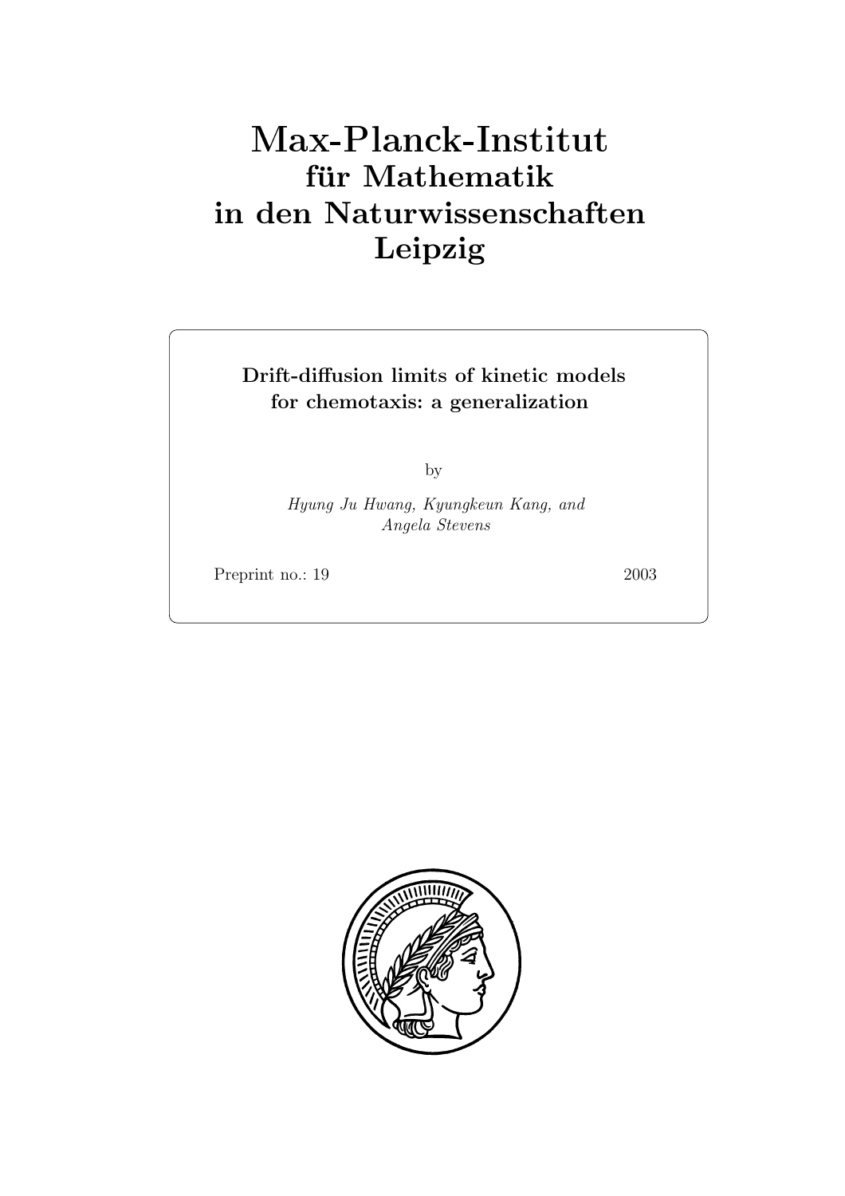# Max-Planck-Institut
## für Mathematik
## in den Naturwissenschaften
## Leipzig

**Drift-diffusion limits of kinetic models for chemotaxis: a generalization**

by

*Hyung Ju Hwang, Kyungkeun Kang, and Angela Stevens*

Preprint no.: 19 2003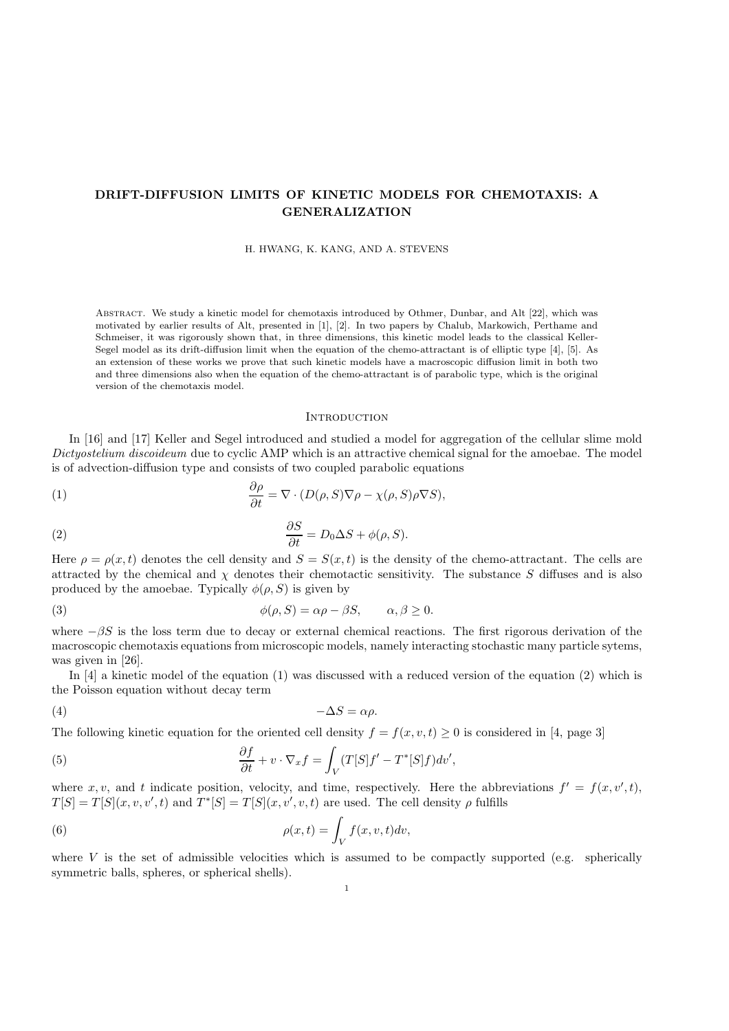# DRIFT-DIFFUSION LIMITS OF KINETIC MODELS FOR CHEMOTAXIS: A GENERALIZATION

H. HWANG, K. KANG, AND A. STEVENS

Abstract. We study a kinetic model for chemotaxis introduced by Othmer, Dunbar, and Alt [22], which was motivated by earlier results of Alt, presented in [1], [2]. In two papers by Chalub, Markowich, Perthame and Schmeiser, it was rigorously shown that, in three dimensions, this kinetic model leads to the classical Keller-Segel model as its drift-diffusion limit when the equation of the chemo-attractant is of elliptic type [4], [5]. As an extension of these works we prove that such kinetic models have a macroscopic diffusion limit in both two and three dimensions also when the equation of the chemo-attractant is of parabolic type, which is the original version of the chemotaxis model.

## Introduction

In [16] and [17] Keller and Segel introduced and studied a model for aggregation of the cellular slime mold *Dictyostelium discoideum* due to cyclic AMP which is an attractive chemical signal for the amoebae. The model is of advection-diffusion type and consists of two coupled parabolic equations

$$\frac{\partial \rho}{\partial t} = \nabla \cdot (D(\rho, S)\nabla \rho - \chi(\rho, S)\rho \nabla S), \tag{1}$$

$$\frac{\partial S}{\partial t} = D_0 \Delta S + \phi(\rho, S). \tag{2}$$

Here $\rho = \rho(x,t)$ denotes the cell density and $S = S(x,t)$ is the density of the chemo-attractant. The cells are attracted by the chemical and $\chi$ denotes their chemotactic sensitivity. The substance $S$ diffuses and is also produced by the amoebae. Typically $\phi(\rho, S)$ is given by

$$\phi(\rho, S) = \alpha\rho - \beta S, \qquad \alpha, \beta \geq 0. \tag{3}$$

where $-\beta S$ is the loss term due to decay or external chemical reactions. The first rigorous derivation of the macroscopic chemotaxis equations from microscopic models, namely interacting stochastic many particle sytems, was given in [26].

In [4] a kinetic model of the equation (1) was discussed with a reduced version of the equation (2) which is the Poisson equation without decay term

$$-\Delta S = \alpha\rho. \tag{4}$$

The following kinetic equation for the oriented cell density $f = f(x,v,t) \geq 0$ is considered in [4, page 3]

$$\frac{\partial f}{\partial t} + v \cdot \nabla_x f = \int_V (T[S]f' - T^*[S]f)dv', \tag{5}$$

where $x, v$, and $t$ indicate position, velocity, and time, respectively. Here the abbreviations $f' = f(x,v',t)$, $T[S] = T[S](x,v,v',t)$ and $T^*[S] = T[S](x,v',v,t)$ are used. The cell density $\rho$ fulfills

$$\rho(x,t) = \int_V f(x,v,t)dv, \tag{6}$$

where $V$ is the set of admissible velocities which is assumed to be compactly supported (e.g. spherically symmetric balls, spheres, or spherical shells).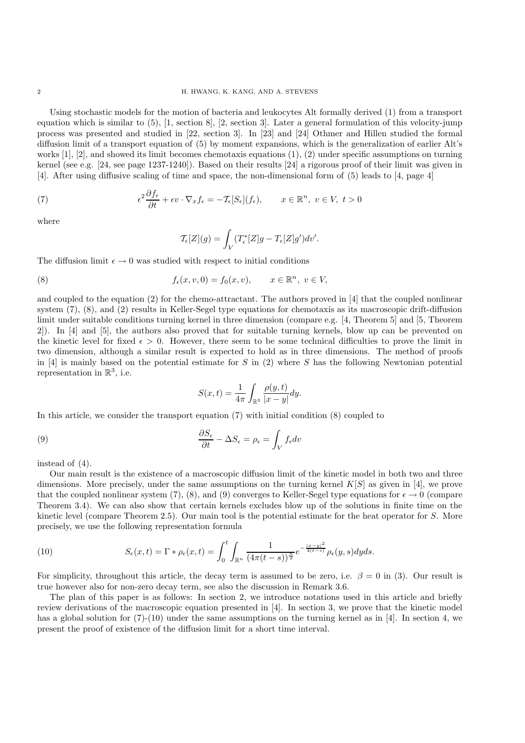Using stochastic models for the motion of bacteria and leukocytes Alt formally derived (1) from a transport equation which is similar to (5), [1, section 8], [2, section 3]. Later a general formulation of this velocity-jump process was presented and studied in [22, section 3]. In [23] and [24] Othmer and Hillen studied the formal diffusion limit of a transport equation of (5) by moment expansions, which is the generalization of earlier Alt's works [1], [2], and showed its limit becomes chemotaxis equations (1), (2) under specific assumptions on turning kernel (see e.g. [24, see page 1237-1240]). Based on their results [24] a rigorous proof of their limit was given in [4]. After using diffusive scaling of time and space, the non-dimensional form of (5) leads to [4, page 4]

$$\epsilon^2 \frac{\partial f_\epsilon}{\partial t} + \epsilon v \cdot \nabla_x f_\epsilon = -\mathcal{T}_\epsilon[S_\epsilon](f_\epsilon), \qquad x \in \mathbb{R}^n,\ v \in V,\ t > 0 \tag{7}$$

where

$$\mathcal{T}_\epsilon[Z](g) = \int_V (T^*_\epsilon[Z]g - T_\epsilon[Z]g')dv'.$$

The diffusion limit $\epsilon \to 0$ was studied with respect to initial conditions

$$f_\epsilon(x, v, 0) = f_0(x, v), \qquad x \in \mathbb{R}^n,\ v \in V, \tag{8}$$

and coupled to the equation (2) for the chemo-attractant. The authors proved in [4] that the coupled nonlinear system (7), (8), and (2) results in Keller-Segel type equations for chemotaxis as its macroscopic drift-diffusion limit under suitable conditions turning kernel in three dimension (compare e.g. [4, Theorem 5] and [5, Theorem 2]). In [4] and [5], the authors also proved that for suitable turning kernels, blow up can be prevented on the kinetic level for fixed $\epsilon > 0$. However, there seem to be some technical difficulties to prove the limit in two dimension, although a similar result is expected to hold as in three dimensions. The method of proofs in [4] is mainly based on the potential estimate for $S$ in (2) where $S$ has the following Newtonian potential representation in $\mathbb{R}^3$, i.e.

$$S(x, t) = \frac{1}{4\pi} \int_{\mathbb{R}^3} \frac{\rho(y, t)}{|x - y|} dy.$$

In this article, we consider the transport equation (7) with initial condition (8) coupled to

$$\frac{\partial S_\epsilon}{\partial t} - \Delta S_\epsilon = \rho_\epsilon = \int_V f_\epsilon dv \tag{9}$$

instead of (4).

Our main result is the existence of a macroscopic diffusion limit of the kinetic model in both two and three dimensions. More precisely, under the same assumptions on the turning kernel $K[S]$ as given in [4], we prove that the coupled nonlinear system (7), (8), and (9) converges to Keller-Segel type equations for $\epsilon \to 0$ (compare Theorem 3.4). We can also show that certain kernels excludes blow up of the solutions in finite time on the kinetic level (compare Theorem 2.5). Our main tool is the potential estimate for the heat operator for $S$. More precisely, we use the following representation formula

$$S_\epsilon(x, t) = \Gamma * \rho_\epsilon(x, t) = \int_0^t \int_{\mathbb{R}^n} \frac{1}{(4\pi(t - s))^{\frac{n}{2}}} e^{-\frac{|x-y|^2}{4(t-s)}} \rho_\epsilon(y, s) dy ds. \tag{10}$$

For simplicity, throughout this article, the decay term is assumed to be zero, i.e. $\beta = 0$ in (3). Our result is true however also for non-zero decay term, see also the discussion in Remark 3.6.

The plan of this paper is as follows: In section 2, we introduce notations used in this article and briefly review derivations of the macroscopic equation presented in [4]. In section 3, we prove that the kinetic model has a global solution for (7)-(10) under the same assumptions on the turning kernel as in [4]. In section 4, we present the proof of existence of the diffusion limit for a short time interval.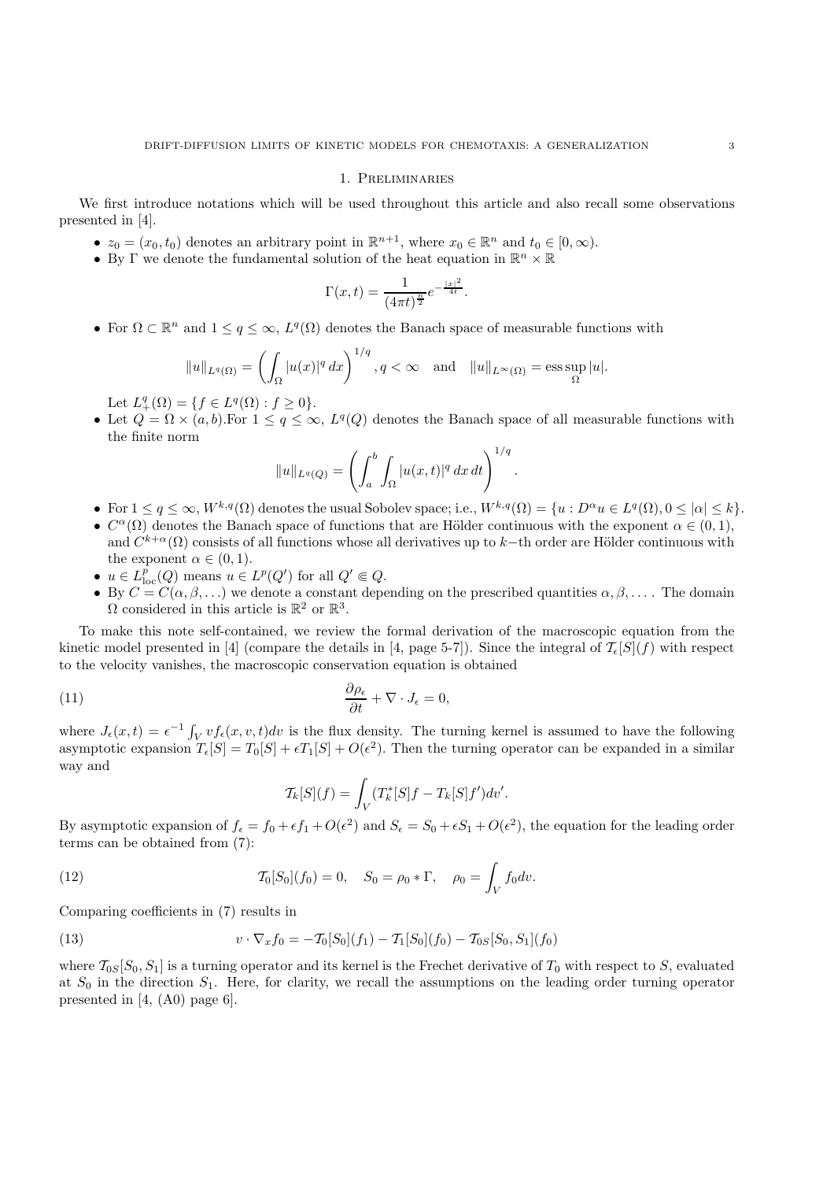## 1. Preliminaries

We first introduce notations which will be used throughout this article and also recall some observations presented in [4].

- $z_0 = (x_0, t_0)$ denotes an arbitrary point in $\mathbb{R}^{n+1}$, where $x_0 \in \mathbb{R}^n$ and $t_0 \in [0, \infty)$.
- By $\Gamma$ we denote the fundamental solution of the heat equation in $\mathbb{R}^n \times \mathbb{R}$

$$\Gamma(x,t) = \frac{1}{(4\pi t)^{\frac{n}{2}}} e^{-\frac{|x|^2}{4t}}.$$

- For $\Omega \subset \mathbb{R}^n$ and $1 \leq q \leq \infty$, $L^q(\Omega)$ denotes the Banach space of measurable functions with

$$\|u\|_{L^q(\Omega)} = \left( \int_\Omega |u(x)|^q \, dx \right)^{1/q}, q < \infty \quad \text{and} \quad \|u\|_{L^\infty(\Omega)} = \operatorname*{ess\,sup}_\Omega |u|.$$

  Let $L^q_+(\Omega) = \{ f \in L^q(\Omega) : f \geq 0 \}$.
- Let $Q = \Omega \times (a, b)$. For $1 \leq q \leq \infty$, $L^q(Q)$ denotes the Banach space of all measurable functions with the finite norm

$$\|u\|_{L^q(Q)} = \left( \int_a^b \int_\Omega |u(x,t)|^q \, dx \, dt \right)^{1/q}.$$

- For $1 \leq q \leq \infty$, $W^{k,q}(\Omega)$ denotes the usual Sobolev space; i.e., $W^{k,q}(\Omega) = \{ u : D^\alpha u \in L^q(\Omega), 0 \leq |\alpha| \leq k \}$.
- $C^\alpha(\Omega)$ denotes the Banach space of functions that are Hölder continuous with the exponent $\alpha \in (0,1)$, and $C^{k+\alpha}(\Omega)$ consists of all functions whose all derivatives up to $k-$th order are Hölder continuous with the exponent $\alpha \in (0,1)$.
- $u \in L^p_{\mathrm{loc}}(Q)$ means $u \in L^p(Q')$ for all $Q' \Subset Q$.
- By $C = C(\alpha, \beta, \ldots)$ we denote a constant depending on the prescribed quantities $\alpha, \beta, \ldots$. The domain $\Omega$ considered in this article is $\mathbb{R}^2$ or $\mathbb{R}^3$.

To make this note self-contained, we review the formal derivation of the macroscopic equation from the kinetic model presented in [4] (compare the details in [4, page 5-7]). Since the integral of $\mathcal{T}_\epsilon[S](f)$ with respect to the velocity vanishes, the macroscopic conservation equation is obtained

$$\frac{\partial \rho_\epsilon}{\partial t} + \nabla \cdot J_\epsilon = 0, \tag{11}$$

where $J_\epsilon(x,t) = \epsilon^{-1} \int_V v f_\epsilon(x,v,t) dv$ is the flux density. The turning kernel is assumed to have the following asymptotic expansion $T_\epsilon[S] = T_0[S] + \epsilon T_1[S] + O(\epsilon^2)$. Then the turning operator can be expanded in a similar way and

$$\mathcal{T}_k[S](f) = \int_V (T_k^*[S] f - T_k[S] f') dv'.$$

By asymptotic expansion of $f_\epsilon = f_0 + \epsilon f_1 + O(\epsilon^2)$ and $S_\epsilon = S_0 + \epsilon S_1 + O(\epsilon^2)$, the equation for the leading order terms can be obtained from (7):

$$\mathcal{T}_0[S_0](f_0) = 0, \quad S_0 = \rho_0 * \Gamma, \quad \rho_0 = \int_V f_0 dv. \tag{12}$$

Comparing coefficients in (7) results in

$$v \cdot \nabla_x f_0 = -\mathcal{T}_0[S_0](f_1) - \mathcal{T}_1[S_0](f_0) - \mathcal{T}_{0S}[S_0, S_1](f_0) \tag{13}$$

where $\mathcal{T}_{0S}[S_0, S_1]$ is a turning operator and its kernel is the Frechet derivative of $T_0$ with respect to $S$, evaluated at $S_0$ in the direction $S_1$. Here, for clarity, we recall the assumptions on the leading order turning operator presented in [4, (A0) page 6].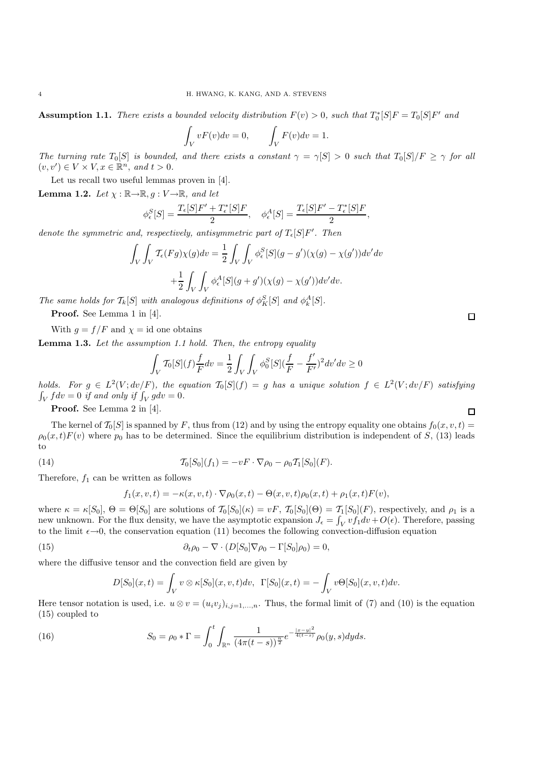**Assumption 1.1.** *There exists a bounded velocity distribution $F(v) > 0$, such that $T_0^*[S]F = T_0[S]F'$ and*

$$\int_V vF(v)dv = 0, \qquad \int_V F(v)dv = 1.$$

*The turning rate $T_0[S]$ is bounded, and there exists a constant $\gamma = \gamma[S] > 0$ such that $T_0[S]/F \geq \gamma$ for all $(v, v') \in V \times V, x \in \mathbb{R}^n$, and $t > 0$.*

Let us recall two useful lemmas proven in [4].

**Lemma 1.2.** *Let $\chi : \mathbb{R} \to \mathbb{R}, g : V \to \mathbb{R}$, and let*

$$\phi_\epsilon^S[S] = \frac{T_\epsilon[S]F' + T_\epsilon^*[S]F}{2}, \quad \phi_\epsilon^A[S] = \frac{T_\epsilon[S]F' - T_\epsilon^*[S]F}{2},$$

*denote the symmetric and, respectively, antisymmetric part of $T_\epsilon[S]F'$. Then*

$$\int_V \int_V \mathcal{T}_\epsilon(Fg)\chi(g)dv = \frac{1}{2}\int_V \int_V \phi_\epsilon^S[S](g - g')(\chi(g) - \chi(g'))dv'dv$$
$$+\frac{1}{2}\int_V \int_V \phi_\epsilon^A[S](g + g')(\chi(g) - \chi(g'))dv'dv.$$

*The same holds for $\mathcal{T}_k[S]$ with analogous definitions of $\phi_K^S[S]$ and $\phi_k^A[S]$.*

**Proof.** See Lemma 1 in [4]. □

With $g = f/F$ and $\chi = \mathrm{id}$ one obtains

**Lemma 1.3.** *Let the assumption 1.1 hold. Then, the entropy equality*

$$\int_V \mathcal{T}_0[S](f)\frac{f}{F}dv = \frac{1}{2}\int_V \int_V \phi_0^S[S](\frac{f}{F} - \frac{f'}{F'})^2 dv'dv \geq 0$$

*holds. For $g \in L^2(V; dv/F)$, the equation $\mathcal{T}_0[S](f) = g$ has a unique solution $f \in L^2(V; dv/F)$ satisfying $\int_V f dv = 0$ if and only if $\int_V g dv = 0$.*

**Proof.** See Lemma 2 in [4]. □

The kernel of $\mathcal{T}_0[S]$ is spanned by $F$, thus from (12) and by using the entropy equality one obtains $f_0(x, v, t) = \rho_0(x, t)F(v)$ where $p_0$ has to be determined. Since the equilibrium distribution is independent of $S$, (13) leads to

$$\mathcal{T}_0[S_0](f_1) = -vF \cdot \nabla\rho_0 - \rho_0\mathcal{T}_1[S_0](F). \tag{14}$$

Therefore, $f_1$ can be written as follows

$$f_1(x, v, t) = -\kappa(x, v, t) \cdot \nabla\rho_0(x, t) - \Theta(x, v, t)\rho_0(x, t) + \rho_1(x, t)F(v),$$

where $\kappa = \kappa[S_0]$, $\Theta = \Theta[S_0]$ are solutions of $\mathcal{T}_0[S_0](\kappa) = vF$, $\mathcal{T}_0[S_0](\Theta) = \mathcal{T}_1[S_0](F)$, respectively, and $\rho_1$ is a new unknown. For the flux density, we have the asymptotic expansion $J_\epsilon = \int_V vf_1dv + O(\epsilon)$. Therefore, passing to the limit $\epsilon \to 0$, the conservation equation (11) becomes the following convection-diffusion equation

$$\partial_t\rho_0 - \nabla \cdot (D[S_0]\nabla\rho_0 - \Gamma[S_0]\rho_0) = 0, \tag{15}$$

where the diffusive tensor and the convection field are given by

$$D[S_0](x, t) = \int_V v \otimes \kappa[S_0](x, v, t)dv, \;\; \Gamma[S_0](x, t) = -\int_V v\Theta[S_0](x, v, t)dv.$$

Here tensor notation is used, i.e. $u \otimes v = (u_iv_j)_{i,j=1,\ldots,n}$. Thus, the formal limit of (7) and (10) is the equation (15) coupled to

$$S_0 = \rho_0 * \Gamma = \int_0^t \int_{\mathbb{R}^n} \frac{1}{(4\pi(t-s))^{\frac{n}{2}}} e^{-\frac{|x-y|^2}{4(t-s)}}\rho_0(y, s)dyds. \tag{16}$$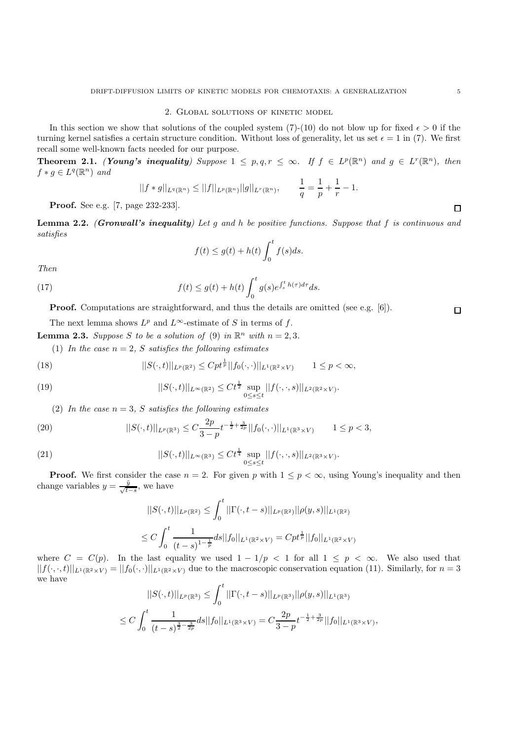## 2. Global solutions of kinetic model

In this section we show that solutions of the coupled system (7)-(10) do not blow up for fixed $\epsilon > 0$ if the turning kernel satisfies a certain structure condition. Without loss of generality, let us set $\epsilon = 1$ in (7). We first recall some well-known facts needed for our purpose.

**Theorem 2.1.** ***(Young's inequality)*** *Suppose $1 \le p, q, r \le \infty$. If $f \in L^p(\mathbb{R}^n)$ and $g \in L^r(\mathbb{R}^n)$, then $f * g \in L^q(\mathbb{R}^n)$ and*

$$||f * g||_{L^q(\mathbb{R}^n)} \le ||f||_{L^p(\mathbb{R}^n)} ||g||_{L^r(\mathbb{R}^n)}, \qquad \frac{1}{q} = \frac{1}{p} + \frac{1}{r} - 1.$$

**Proof.** See e.g. [7, page 232-233]. $\square$

**Lemma 2.2.** ***(Gronwall's inequality)*** *Let $g$ and $h$ be positive functions. Suppose that $f$ is continuous and satisfies*

$$f(t) \le g(t) + h(t) \int_0^t f(s) ds.$$

*Then*

$$f(t) \le g(t) + h(t) \int_0^t g(s) e^{\int_s^t h(\tau) d\tau} ds. \tag{17}$$

**Proof.** Computations are straightforward, and thus the details are omitted (see e.g. [6]). $\square$

The next lemma shows $L^p$ and $L^\infty$-estimate of $S$ in terms of $f$.

**Lemma 2.3.** *Suppose $S$ to be a solution of (9) in $\mathbb{R}^n$ with $n = 2, 3$.*

(1) *In the case $n = 2$, $S$ satisfies the following estimates*

$$||S(\cdot, t)||_{L^p(\mathbb{R}^2)} \le C p t^{\frac{1}{p}} ||f_0(\cdot, \cdot)||_{L^1(\mathbb{R}^2 \times V)} \qquad 1 \le p < \infty, \tag{18}$$

$$||S(\cdot, t)||_{L^\infty(\mathbb{R}^2)} \le C t^{\frac{1}{2}} \sup_{0 \le s \le t} ||f(\cdot, \cdot, s)||_{L^2(\mathbb{R}^2 \times V)}. \tag{19}$$

(2) *In the case $n = 3$, $S$ satisfies the following estimates*

$$||S(\cdot, t)||_{L^p(\mathbb{R}^3)} \le C \frac{2p}{3 - p} t^{-\frac{1}{2} + \frac{3}{2p}} ||f_0(\cdot, \cdot)||_{L^1(\mathbb{R}^3 \times V)} \qquad 1 \le p < 3, \tag{20}$$

$$||S(\cdot, t)||_{L^\infty(\mathbb{R}^3)} \le C t^{\frac{1}{4}} \sup_{0 \le s \le t} ||f(\cdot, \cdot, s)||_{L^2(\mathbb{R}^3 \times V)}. \tag{21}$$

**Proof.** We first consider the case $n = 2$. For given $p$ with $1 \le p < \infty$, using Young's inequality and then change variables $y = \frac{\tilde{y}}{\sqrt{t-s}}$, we have

$$||S(\cdot, t)||_{L^p(\mathbb{R}^2)} \le \int_0^t ||\Gamma(\cdot, t - s)||_{L^p(\mathbb{R}^2)} ||\rho(y, s)||_{L^1(\mathbb{R}^2)}$$

$$\le C \int_0^t \frac{1}{(t - s)^{1 - \frac{1}{p}}} ds ||f_0||_{L^1(\mathbb{R}^2 \times V)} = C p t^{\frac{1}{p}} ||f_0||_{L^1(\mathbb{R}^2 \times V)}$$

where $C = C(p)$. In the last equality we used $1 - 1/p < 1$ for all $1 \le p < \infty$. We also used that $||f(\cdot, \cdot, t)||_{L^1(\mathbb{R}^2 \times V)} = ||f_0(\cdot, \cdot)||_{L^1(\mathbb{R}^2 \times V)}$ due to the macroscopic conservation equation (11). Similarly, for $n = 3$ we have

$$||S(\cdot, t)||_{L^p(\mathbb{R}^3)} \le \int_0^t ||\Gamma(\cdot, t - s)||_{L^p(\mathbb{R}^3)} ||\rho(y, s)||_{L^1(\mathbb{R}^3)}$$

$$\le C \int_0^t \frac{1}{(t - s)^{\frac{3}{2} - \frac{3}{2p}}} ds ||f_0||_{L^1(\mathbb{R}^3 \times V)} = C \frac{2p}{3 - p} t^{-\frac{1}{2} + \frac{3}{2p}} ||f_0||_{L^1(\mathbb{R}^3 \times V)},$$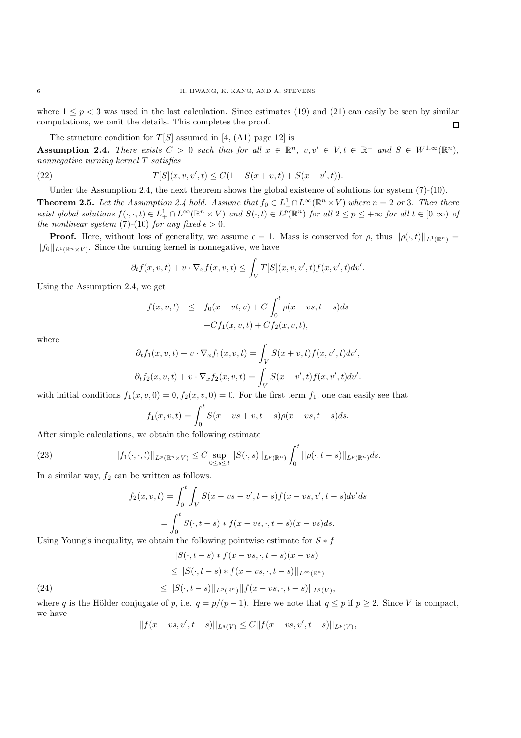where $1 \leq p < 3$ was used in the last calculation. Since estimates (19) and (21) can easily be seen by similar computations, we omit the details. This completes the proof. $\square$

The structure condition for $T[S]$ assumed in [4, (A1) page 12] is

**Assumption 2.4.** *There exists $C > 0$ such that for all $x \in \mathbb{R}^n$, $v, v' \in V, t \in \mathbb{R}^+$ and $S \in W^{1,\infty}(\mathbb{R}^n)$, nonnegative turning kernel $T$ satisfies*

$$T[S](x, v, v', t) \leq C(1 + S(x + v, t) + S(x - v', t)). \tag{22}$$

Under the Assumption 2.4, the next theorem shows the global existence of solutions for system (7)-(10).

**Theorem 2.5.** *Let the Assumption 2.4 hold. Assume that $f_0 \in L^1_+ \cap L^\infty(\mathbb{R}^n \times V)$ where $n = 2$ or $3$. Then there exist global solutions $f(\cdot, \cdot, t) \in L^1_+ \cap L^\infty(\mathbb{R}^n \times V)$ and $S(\cdot, t) \in L^p(\mathbb{R}^n)$ for all $2 \leq p \leq +\infty$ for all $t \in [0, \infty)$ of the nonlinear system (7)-(10) for any fixed $\epsilon > 0$.*

**Proof.** Here, without loss of generality, we assume $\epsilon = 1$. Mass is conserved for $\rho$, thus $||\rho(\cdot, t)||_{L^1(\mathbb{R}^n)} = ||f_0||_{L^1(\mathbb{R}^n \times V)}$. Since the turning kernel is nonnegative, we have

$$\partial_t f(x, v, t) + v \cdot \nabla_x f(x, v, t) \leq \int_V T[S](x, v, v', t) f(x, v', t) dv'.$$

Using the Assumption 2.4, we get

$$\begin{aligned} f(x, v, t) \quad &\leq \quad f_0(x - vt, v) + C \int_0^t \rho(x - vs, t - s) ds \\ &\quad + C f_1(x, v, t) + C f_2(x, v, t), \end{aligned}$$

where

$$\partial_t f_1(x, v, t) + v \cdot \nabla_x f_1(x, v, t) = \int_V S(x + v, t) f(x, v', t) dv',$$

$$\partial_t f_2(x, v, t) + v \cdot \nabla_x f_2(x, v, t) = \int_V S(x - v', t) f(x, v', t) dv'.$$

with initial conditions $f_1(x, v, 0) = 0, f_2(x, v, 0) = 0$. For the first term $f_1$, one can easily see that

$$f_1(x, v, t) = \int_0^t S(x - vs + v, t - s) \rho(x - vs, t - s) ds.$$

After simple calculations, we obtain the following estimate

$$||f_1(\cdot, \cdot, t)||_{L^p(\mathbb{R}^n \times V)} \leq C \sup_{0 \leq s \leq t} ||S(\cdot, s)||_{L^p(\mathbb{R}^n)} \int_0^t ||\rho(\cdot, t - s)||_{L^p(\mathbb{R}^n)} ds. \tag{23}$$

In a similar way, $f_2$ can be written as follows.

$$\begin{aligned} f_2(x, v, t) &= \int_0^t \int_V S(x - vs - v', t - s) f(x - vs, v', t - s) dv' ds \\ &= \int_0^t S(\cdot, t - s) * f(x - vs, \cdot, t - s)(x - vs) ds. \end{aligned}$$

Using Young's inequality, we obtain the following pointwise estimate for $S * f$

$$\begin{aligned} &|S(\cdot, t - s) * f(x - vs, \cdot, t - s)(x - vs)| \\ &\leq ||S(\cdot, t - s) * f(x - vs, \cdot, t - s)||_{L^\infty(\mathbb{R}^n)} \\ &\leq ||S(\cdot, t - s)||_{L^p(\mathbb{R}^n)} ||f(x - vs, \cdot, t - s)||_{L^q(V)}, \end{aligned} \tag{24}$$

where $q$ is the Hölder conjugate of $p$, i.e. $q = p/(p-1)$. Here we note that $q \leq p$ if $p \geq 2$. Since $V$ is compact, we have

$$||f(x - vs, v', t - s)||_{L^q(V)} \leq C ||f(x - vs, v', t - s)||_{L^p(V)},$$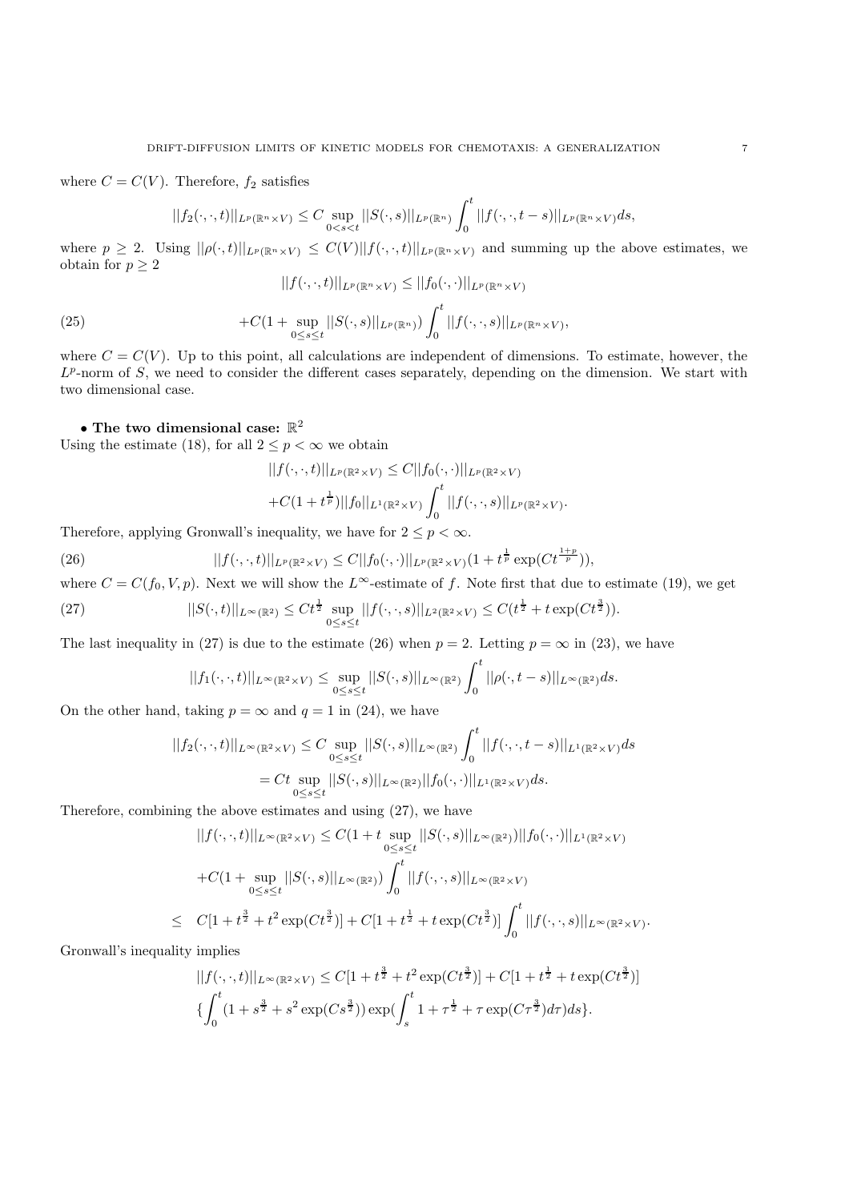where $C = C(V)$. Therefore, $f_2$ satisfies

$$||f_2(\cdot,\cdot,t)||_{L^p(\mathbb{R}^n\times V)} \le C \sup_{0<s<t} ||S(\cdot,s)||_{L^p(\mathbb{R}^n)} \int_0^t ||f(\cdot,\cdot,t-s)||_{L^p(\mathbb{R}^n\times V)} ds,$$

where $p \ge 2$. Using $||\rho(\cdot,t)||_{L^p(\mathbb{R}^n\times V)} \le C(V)||f(\cdot,\cdot,t)||_{L^p(\mathbb{R}^n\times V)}$ and summing up the above estimates, we obtain for $p \ge 2$

$$\begin{aligned} ||f(\cdot,\cdot,t)||_{L^p(\mathbb{R}^n\times V)} &\le ||f_0(\cdot,\cdot)||_{L^p(\mathbb{R}^n\times V)} \\ &+C(1+\sup_{0\le s\le t}||S(\cdot,s)||_{L^p(\mathbb{R}^n)}) \int_0^t ||f(\cdot,\cdot,s)||_{L^p(\mathbb{R}^n\times V)}, \end{aligned} \tag{25}$$

where $C = C(V)$. Up to this point, all calculations are independent of dimensions. To estimate, however, the $L^p$-norm of $S$, we need to consider the different cases separately, depending on the dimension. We start with two dimensional case.

**• The two dimensional case: $\mathbb{R}^2$**
Using the estimate (18), for all $2 \le p < \infty$ we obtain

$$\begin{aligned} ||f(\cdot,\cdot,t)||_{L^p(\mathbb{R}^2\times V)} &\le C||f_0(\cdot,\cdot)||_{L^p(\mathbb{R}^2\times V)} \\ &+C(1+t^{\frac{1}{p}})||f_0||_{L^1(\mathbb{R}^2\times V)} \int_0^t ||f(\cdot,\cdot,s)||_{L^p(\mathbb{R}^2\times V)}. \end{aligned}$$

Therefore, applying Gronwall's inequality, we have for $2 \le p < \infty$.

$$||f(\cdot,\cdot,t)||_{L^p(\mathbb{R}^2\times V)} \le C||f_0(\cdot,\cdot)||_{L^p(\mathbb{R}^2\times V)}(1+t^{\frac{1}{p}}\exp(Ct^{\frac{1+p}{p}})), \tag{26}$$

where $C = C(f_0, V, p)$. Next we will show the $L^\infty$-estimate of $f$. Note first that due to estimate (19), we get

$$||S(\cdot,t)||_{L^\infty(\mathbb{R}^2)} \le Ct^{\frac{1}{2}} \sup_{0\le s\le t} ||f(\cdot,\cdot,s)||_{L^2(\mathbb{R}^2\times V)} \le C(t^{\frac{1}{2}} + t\exp(Ct^{\frac{3}{2}})). \tag{27}$$

The last inequality in (27) is due to the estimate (26) when $p = 2$. Letting $p = \infty$ in (23), we have

$$||f_1(\cdot,\cdot,t)||_{L^\infty(\mathbb{R}^2\times V)} \le \sup_{0\le s\le t} ||S(\cdot,s)||_{L^\infty(\mathbb{R}^2)} \int_0^t ||\rho(\cdot,t-s)||_{L^\infty(\mathbb{R}^2)} ds.$$

On the other hand, taking $p = \infty$ and $q = 1$ in (24), we have

$$\begin{aligned} ||f_2(\cdot,\cdot,t)||_{L^\infty(\mathbb{R}^2\times V)} &\le C \sup_{0\le s\le t} ||S(\cdot,s)||_{L^\infty(\mathbb{R}^2)} \int_0^t ||f(\cdot,\cdot,t-s)||_{L^1(\mathbb{R}^2\times V)} ds \\ &= Ct \sup_{0\le s\le t} ||S(\cdot,s)||_{L^\infty(\mathbb{R}^2)} ||f_0(\cdot,\cdot)||_{L^1(\mathbb{R}^2\times V)} ds. \end{aligned}$$

Therefore, combining the above estimates and using (27), we have

$$\begin{aligned} ||f(\cdot,\cdot,t)||_{L^\infty(\mathbb{R}^2\times V)} &\le C(1 + t\sup_{0\le s\le t}||S(\cdot,s)||_{L^\infty(\mathbb{R}^2)})||f_0(\cdot,\cdot)||_{L^1(\mathbb{R}^2\times V)} \\ &+C(1+\sup_{0\le s\le t}||S(\cdot,s)||_{L^\infty(\mathbb{R}^2)}) \int_0^t ||f(\cdot,\cdot,s)||_{L^\infty(\mathbb{R}^2\times V)} \\ \le \quad & C[1+t^{\frac{3}{2}} + t^2\exp(Ct^{\frac{3}{2}})] + C[1+t^{\frac{1}{2}} + t\exp(Ct^{\frac{3}{2}})] \int_0^t ||f(\cdot,\cdot,s)||_{L^\infty(\mathbb{R}^2\times V)}. \end{aligned}$$

Gronwall's inequality implies

$$\begin{aligned} ||f(\cdot,\cdot,t)||_{L^\infty(\mathbb{R}^2\times V)} &\le C[1+t^{\frac{3}{2}} + t^2\exp(Ct^{\frac{3}{2}})] + C[1+t^{\frac{1}{2}} + t\exp(Ct^{\frac{3}{2}})] \\ &\{\int_0^t (1+s^{\frac{3}{2}} + s^2\exp(Cs^{\frac{3}{2}}))\exp(\int_s^t 1+\tau^{\frac{1}{2}} + \tau\exp(C\tau^{\frac{3}{2}})d\tau)ds\}. \end{aligned}$$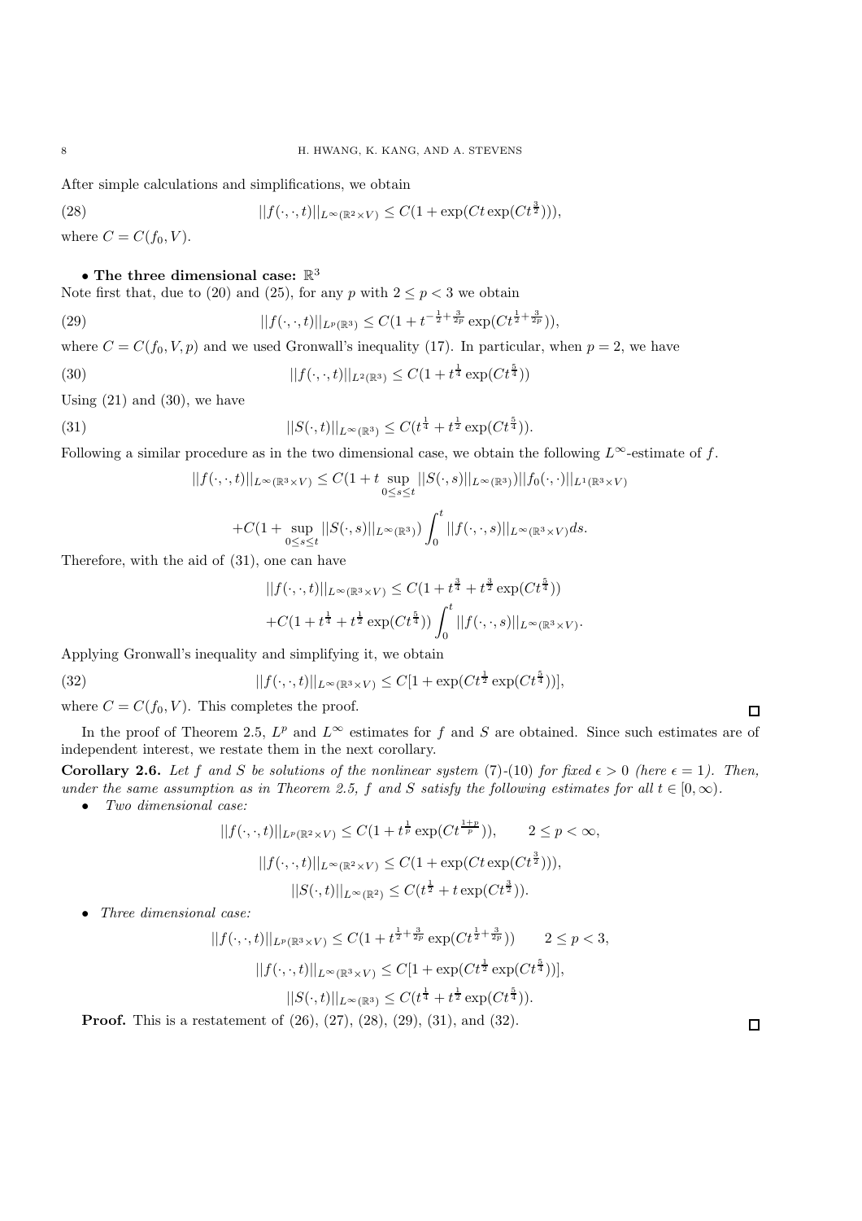After simple calculations and simplifications, we obtain

$$||f(\cdot,\cdot,t)||_{L^\infty(\mathbb{R}^2\times V)} \le C(1+\exp(Ct\exp(Ct^{\frac{3}{2}}))), \tag{28}$$

where $C = C(f_0, V)$.

- **The three dimensional case: $\mathbb{R}^3$**

Note first that, due to (20) and (25), for any $p$ with $2 \le p < 3$ we obtain

$$||f(\cdot,\cdot,t)||_{L^p(\mathbb{R}^3)} \le C(1+t^{-\frac{1}{2}+\frac{3}{2p}}\exp(Ct^{\frac{1}{2}+\frac{3}{2p}})), \tag{29}$$

where $C = C(f_0, V, p)$ and we used Gronwall's inequality (17). In particular, when $p = 2$, we have

$$||f(\cdot,\cdot,t)||_{L^2(\mathbb{R}^3)} \le C(1+t^{\frac{1}{4}}\exp(Ct^{\frac{5}{4}})) \tag{30}$$

Using (21) and (30), we have

$$||S(\cdot,t)||_{L^\infty(\mathbb{R}^3)} \le C(t^{\frac{1}{4}}+t^{\frac{1}{2}}\exp(Ct^{\frac{5}{4}})). \tag{31}$$

Following a similar procedure as in the two dimensional case, we obtain the following $L^\infty$-estimate of $f$.

$$||f(\cdot,\cdot,t)||_{L^\infty(\mathbb{R}^3\times V)} \le C(1+t\sup_{0\le s\le t}||S(\cdot,s)||_{L^\infty(\mathbb{R}^3)})||f_0(\cdot,\cdot)||_{L^1(\mathbb{R}^3\times V)}$$

$$+C(1+\sup_{0\le s\le t}||S(\cdot,s)||_{L^\infty(\mathbb{R}^3)})\int_0^t ||f(\cdot,\cdot,s)||_{L^\infty(\mathbb{R}^3\times V)}ds.$$

Therefore, with the aid of (31), one can have

$$||f(\cdot,\cdot,t)||_{L^\infty(\mathbb{R}^3\times V)} \le C(1+t^{\frac{3}{4}}+t^{\frac{3}{2}}\exp(Ct^{\frac{5}{4}}))$$

$$+C(1+t^{\frac{1}{4}}+t^{\frac{1}{2}}\exp(Ct^{\frac{5}{4}}))\int_0^t ||f(\cdot,\cdot,s)||_{L^\infty(\mathbb{R}^3\times V)}.$$

Applying Gronwall's inequality and simplifying it, we obtain

$$||f(\cdot,\cdot,t)||_{L^\infty(\mathbb{R}^3\times V)} \le C[1+\exp(Ct^{\frac{1}{2}}\exp(Ct^{\frac{5}{4}}))], \tag{32}$$

where $C = C(f_0, V)$. This completes the proof. □

In the proof of Theorem 2.5, $L^p$ and $L^\infty$ estimates for $f$ and $S$ are obtained. Since such estimates are of independent interest, we restate them in the next corollary.

**Corollary 2.6.** *Let $f$ and $S$ be solutions of the nonlinear system (7)-(10) for fixed $\epsilon > 0$ (here $\epsilon = 1$). Then, under the same assumption as in Theorem 2.5, $f$ and $S$ satisfy the following estimates for all $t \in [0,\infty)$.*

- *Two dimensional case:*

$$||f(\cdot,\cdot,t)||_{L^p(\mathbb{R}^2\times V)} \le C(1+t^{\frac{1}{p}}\exp(Ct^{\frac{1+p}{p}})), \qquad 2 \le p < \infty,$$

$$||f(\cdot,\cdot,t)||_{L^\infty(\mathbb{R}^2\times V)} \le C(1+\exp(Ct\exp(Ct^{\frac{3}{2}}))),$$

$$||S(\cdot,t)||_{L^\infty(\mathbb{R}^2)} \le C(t^{\frac{1}{2}}+t\exp(Ct^{\frac{3}{2}})).$$

- *Three dimensional case:*

$$||f(\cdot,\cdot,t)||_{L^p(\mathbb{R}^3\times V)} \le C(1+t^{\frac{1}{2}+\frac{3}{2p}}\exp(Ct^{\frac{1}{2}+\frac{3}{2p}})) \qquad 2 \le p < 3,$$

$$||f(\cdot,\cdot,t)||_{L^\infty(\mathbb{R}^3\times V)} \le C[1+\exp(Ct^{\frac{1}{2}}\exp(Ct^{\frac{5}{4}}))],$$

$$||S(\cdot,t)||_{L^\infty(\mathbb{R}^3)} \le C(t^{\frac{1}{4}}+t^{\frac{1}{2}}\exp(Ct^{\frac{5}{4}})).$$

**Proof.** This is a restatement of (26), (27), (28), (29), (31), and (32). □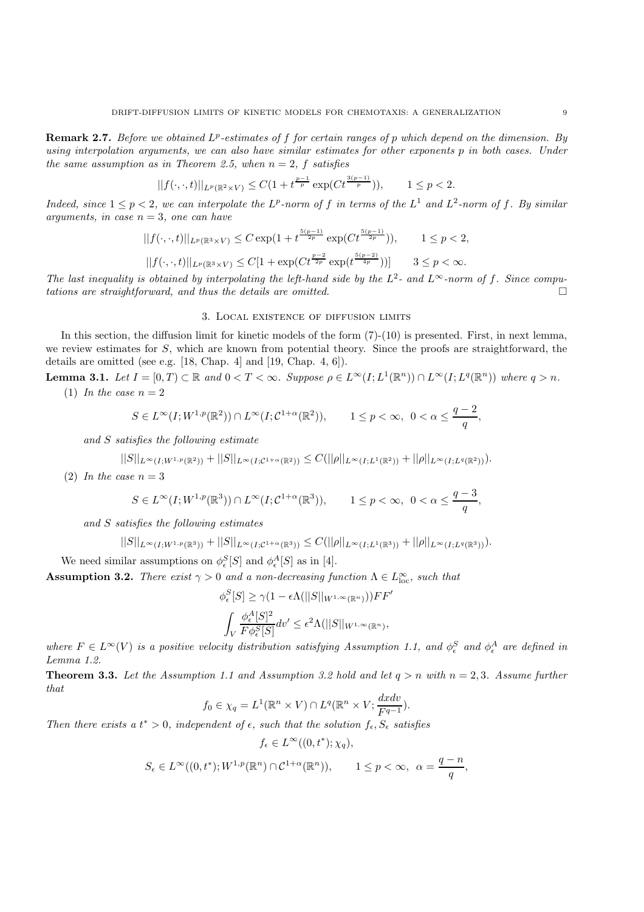**Remark 2.7.** *Before we obtained $L^p$-estimates of $f$ for certain ranges of $p$ which depend on the dimension. By using interpolation arguments, we can also have similar estimates for other exponents $p$ in both cases. Under the same assumption as in Theorem 2.5, when $n = 2$, $f$ satisfies*

$$||f(\cdot,\cdot,t)||_{L^p(\mathbb{R}^2\times V)} \le C(1 + t^{\frac{p-1}{p}} \exp(Ct^{\frac{3(p-1)}{p}})), \qquad 1 \le p < 2.$$

*Indeed, since $1 \le p < 2$, we can interpolate the $L^p$-norm of $f$ in terms of the $L^1$ and $L^2$-norm of $f$. By similar arguments, in case $n = 3$, one can have*

$$||f(\cdot,\cdot,t)||_{L^p(\mathbb{R}^3\times V)} \le C\exp(1 + t^{\frac{5(p-1)}{2p}} \exp(Ct^{\frac{5(p-1)}{2p}})), \qquad 1 \le p < 2,$$

$$||f(\cdot,\cdot,t)||_{L^p(\mathbb{R}^3\times V)} \le C[1 + \exp(Ct^{\frac{p-2}{2p}} \exp(t^{\frac{5(p-2)}{4p}}))] \qquad 3 \le p < \infty.$$

*The last inequality is obtained by interpolating the left-hand side by the $L^2$- and $L^\infty$-norm of $f$. Since computations are straightforward, and thus the details are omitted.* □

## 3. Local existence of diffusion limits

In this section, the diffusion limit for kinetic models of the form (7)-(10) is presented. First, in next lemma, we review estimates for $S$, which are known from potential theory. Since the proofs are straightforward, the details are omitted (see e.g. [18, Chap. 4] and [19, Chap. 4, 6]).

**Lemma 3.1.** *Let $I = [0,T) \subset \mathbb{R}$ and $0 < T < \infty$. Suppose $\rho \in L^\infty(I; L^1(\mathbb{R}^n)) \cap L^\infty(I; L^q(\mathbb{R}^n))$ where $q > n$.*

(1) *In the case $n = 2$*

$$S \in L^\infty(I; W^{1,p}(\mathbb{R}^2)) \cap L^\infty(I; \mathcal{C}^{1+\alpha}(\mathbb{R}^2)), \qquad 1 \le p < \infty,\ 0 < \alpha \le \frac{q-2}{q},$$

*and $S$ satisfies the following estimate*

$$||S||_{L^\infty(I;W^{1,p}(\mathbb{R}^2))} + ||S||_{L^\infty(I;\mathcal{C}^{1+\alpha}(\mathbb{R}^2))} \le C(||\rho||_{L^\infty(I;L^1(\mathbb{R}^2))} + ||\rho||_{L^\infty(I;L^q(\mathbb{R}^2))}).$$

(2) *In the case $n = 3$*

$$S \in L^\infty(I; W^{1,p}(\mathbb{R}^3)) \cap L^\infty(I; \mathcal{C}^{1+\alpha}(\mathbb{R}^3)), \qquad 1 \le p < \infty,\ 0 < \alpha \le \frac{q-3}{q},$$

*and $S$ satisfies the following estimates*

$$||S||_{L^\infty(I;W^{1,p}(\mathbb{R}^3))} + ||S||_{L^\infty(I;\mathcal{C}^{1+\alpha}(\mathbb{R}^3))} \le C(||\rho||_{L^\infty(I;L^1(\mathbb{R}^3))} + ||\rho||_{L^\infty(I;L^q(\mathbb{R}^3))}).$$

We need similar assumptions on $\phi_\epsilon^S[S]$ and $\phi_\epsilon^A[S]$ as in [4].

**Assumption 3.2.** *There exist $\gamma > 0$ and a non-decreasing function $\Lambda \in L^\infty_{\text{loc}}$, such that*

$$\phi_\epsilon^S[S] \ge \gamma(1 - \epsilon\Lambda(||S||_{W^{1,\infty}(\mathbb{R}^n)}))FF'$$

$$\int_V \frac{\phi_\epsilon^A[S]^2}{F\phi_\epsilon^S[S]} dv' \le \epsilon^2 \Lambda(||S||_{W^{1,\infty}(\mathbb{R}^n)}),$$

*where $F \in L^\infty(V)$ is a positive velocity distribution satisfying Assumption 1.1, and $\phi_\epsilon^S$ and $\phi_\epsilon^A$ are defined in Lemma 1.2.*

**Theorem 3.3.** *Let the Assumption 1.1 and Assumption 3.2 hold and let $q > n$ with $n = 2, 3$. Assume further that*

$$f_0 \in \chi_q = L^1(\mathbb{R}^n \times V) \cap L^q(\mathbb{R}^n \times V; \frac{dxdv}{F^{q-1}}).$$

*Then there exists a $t^* > 0$, independent of $\epsilon$, such that the solution $f_\epsilon, S_\epsilon$ satisfies*

$$f_\epsilon \in L^\infty((0,t^*); \chi_q),$$

$$S_\epsilon \in L^\infty((0,t^*); W^{1,p}(\mathbb{R}^n) \cap \mathcal{C}^{1+\alpha}(\mathbb{R}^n)), \qquad 1 \le p < \infty,\ \alpha = \frac{q-n}{q},$$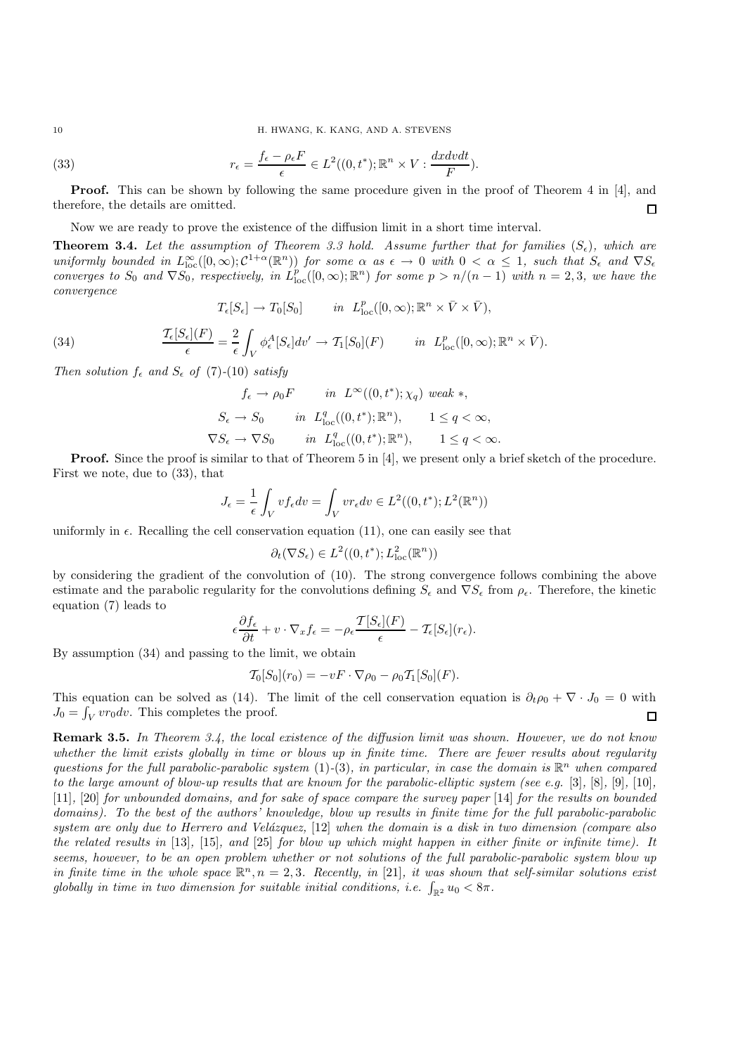$$r_\epsilon = \frac{f_\epsilon - \rho_\epsilon F}{\epsilon} \in L^2((0,t^*);\mathbb{R}^n \times V : \frac{dxdvdt}{F}). \tag{33}$$

**Proof.** This can be shown by following the same procedure given in the proof of Theorem 4 in [4], and therefore, the details are omitted. $\square$

Now we are ready to prove the existence of the diffusion limit in a short time interval.

**Theorem 3.4.** *Let the assumption of Theorem 3.3 hold. Assume further that for families $(S_\epsilon)$, which are uniformly bounded in $L^\infty_{\text{loc}}([0,\infty);\mathcal{C}^{1+\alpha}(\mathbb{R}^n))$ for some $\alpha$ as $\epsilon \to 0$ with $0 < \alpha \le 1$, such that $S_\epsilon$ and $\nabla S_\epsilon$ converges to $S_0$ and $\nabla S_0$, respectively, in $L^p_{\text{loc}}([0,\infty);\mathbb{R}^n)$ for some $p > n/(n-1)$ with $n = 2,3$, we have the convergence*

$$T_\epsilon[S_\epsilon] \to T_0[S_0] \qquad in \;\; L^p_{\text{loc}}([0,\infty);\mathbb{R}^n \times \bar{V} \times \bar{V}),$$

$$\frac{\mathcal{T}_\epsilon[S_\epsilon](F)}{\epsilon} = \frac{2}{\epsilon}\int_V \phi^A_\epsilon[S_\epsilon]dv' \to \mathcal{T}_1[S_0](F) \qquad in \;\; L^p_{\text{loc}}([0,\infty);\mathbb{R}^n \times \bar{V}). \tag{34}$$

*Then solution $f_\epsilon$ and $S_\epsilon$ of* (7)-(10) *satisfy*

$$f_\epsilon \to \rho_0 F \qquad in \;\; L^\infty((0,t^*);\chi_q) \;\; weak *,$$

$$S_\epsilon \to S_0 \qquad in \;\; L^q_{\text{loc}}((0,t^*);\mathbb{R}^n), \qquad 1 \le q < \infty,$$

$$\nabla S_\epsilon \to \nabla S_0 \qquad in \;\; L^q_{\text{loc}}((0,t^*);\mathbb{R}^n), \qquad 1 \le q < \infty.$$

**Proof.** Since the proof is similar to that of Theorem 5 in [4], we present only a brief sketch of the procedure. First we note, due to (33), that

$$J_\epsilon = \frac{1}{\epsilon}\int_V v f_\epsilon dv = \int_V v r_\epsilon dv \in L^2((0,t^*);L^2(\mathbb{R}^n))$$

uniformly in $\epsilon$. Recalling the cell conservation equation (11), one can easily see that

$$\partial_t(\nabla S_\epsilon) \in L^2((0,t^*);L^2_{\text{loc}}(\mathbb{R}^n))$$

by considering the gradient of the convolution of (10). The strong convergence follows combining the above estimate and the parabolic regularity for the convolutions defining $S_\epsilon$ and $\nabla S_\epsilon$ from $\rho_\epsilon$. Therefore, the kinetic equation (7) leads to

$$\epsilon\frac{\partial f_\epsilon}{\partial t} + v \cdot \nabla_x f_\epsilon = -\rho_\epsilon \frac{\mathcal{T}[S_\epsilon](F)}{\epsilon} - \mathcal{T}_\epsilon[S_\epsilon](r_\epsilon).$$

By assumption (34) and passing to the limit, we obtain

$$\mathcal{T}_0[S_0](r_0) = -vF \cdot \nabla\rho_0 - \rho_0\mathcal{T}_1[S_0](F).$$

This equation can be solved as (14). The limit of the cell conservation equation is $\partial_t\rho_0 + \nabla \cdot J_0 = 0$ with $J_0 = \int_V v r_0 dv$. This completes the proof. $\square$

**Remark 3.5.** *In Theorem 3.4, the local existence of the diffusion limit was shown. However, we do not know whether the limit exists globally in time or blows up in finite time. There are fewer results about regularity questions for the full parabolic-parabolic system* (1)-(3)*, in particular, in case the domain is $\mathbb{R}^n$ when compared to the large amount of blow-up results that are known for the parabolic-elliptic system (see e.g.* [3], [8], [9], [10], [11], [20] *for unbounded domains, and for sake of space compare the survey paper* [14] *for the results on bounded domains). To the best of the authors' knowledge, blow up results in finite time for the full parabolic-parabolic system are only due to Herrero and Velázquez,* [12] *when the domain is a disk in two dimension (compare also the related results in* [13], [15], *and* [25] *for blow up which might happen in either finite or infinite time). It seems, however, to be an open problem whether or not solutions of the full parabolic-parabolic system blow up in finite time in the whole space $\mathbb{R}^n, n = 2,3$. Recently, in* [21]*, it was shown that self-similar solutions exist globally in time in two dimension for suitable initial conditions, i.e. $\int_{\mathbb{R}^2} u_0 < 8\pi$.*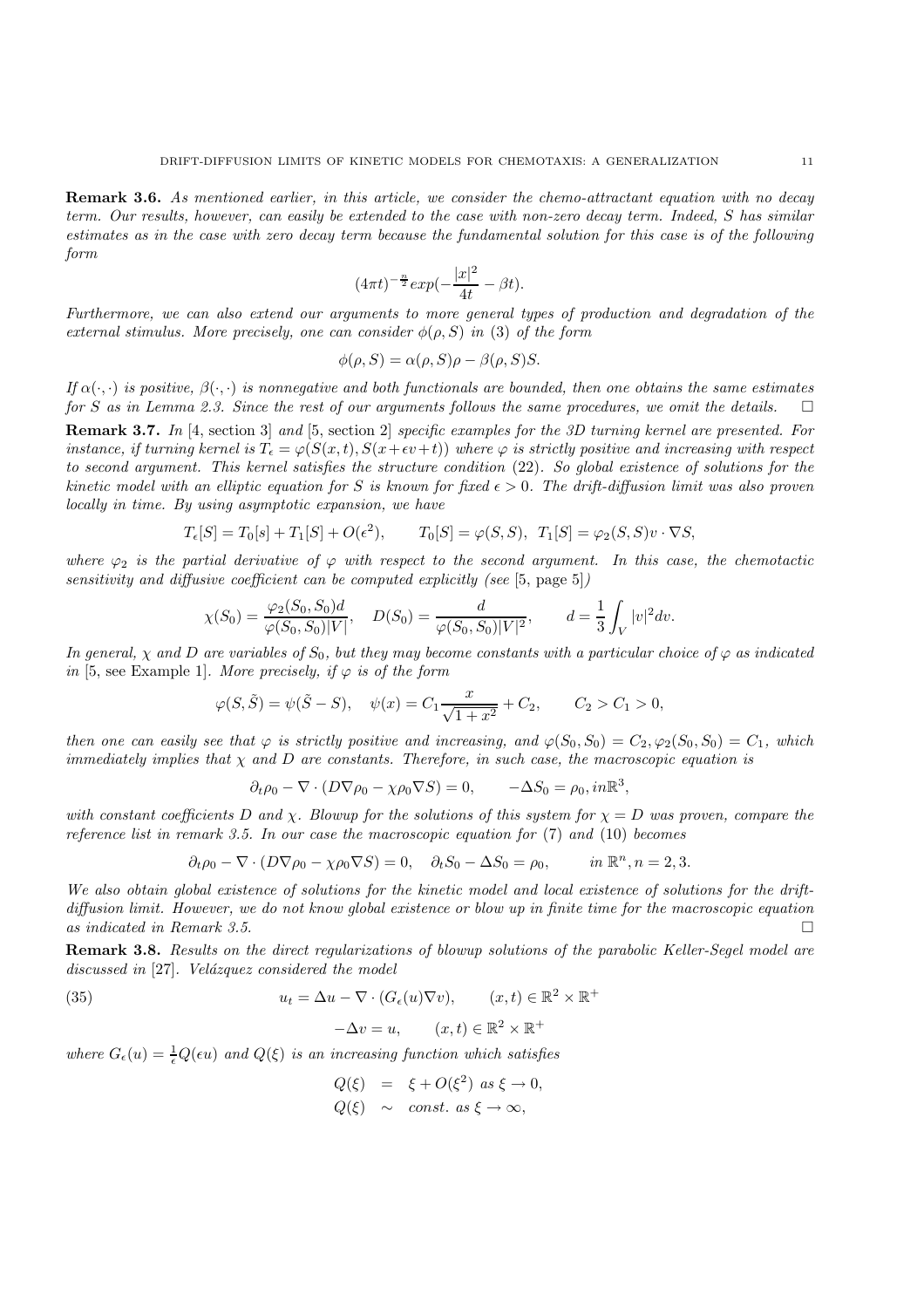**Remark 3.6.** *As mentioned earlier, in this article, we consider the chemo-attractant equation with no decay term. Our results, however, can easily be extended to the case with non-zero decay term. Indeed, S has similar estimates as in the case with zero decay term because the fundamental solution for this case is of the following form*

$$(4\pi t)^{-\frac{n}{2}} exp(-\frac{|x|^2}{4t} - \beta t).$$

*Furthermore, we can also extend our arguments to more general types of production and degradation of the external stimulus. More precisely, one can consider $\phi(\rho, S)$ in (3) of the form*

$$\phi(\rho, S) = \alpha(\rho, S)\rho - \beta(\rho, S)S.$$

*If $\alpha(\cdot,\cdot)$ is positive, $\beta(\cdot,\cdot)$ is nonnegative and both functionals are bounded, then one obtains the same estimates for S as in Lemma 2.3. Since the rest of our arguments follows the same procedures, we omit the details.* □

**Remark 3.7.** *In* [4, section 3] *and* [5, section 2] *specific examples for the 3D turning kernel are presented. For instance, if turning kernel is $T_\epsilon = \varphi(S(x,t), S(x+\epsilon v+t))$ where $\varphi$ is strictly positive and increasing with respect to second argument. This kernel satisfies the structure condition* (22)*. So global existence of solutions for the kinetic model with an elliptic equation for S is known for fixed $\epsilon > 0$. The drift-diffusion limit was also proven locally in time. By using asymptotic expansion, we have*

$$T_\epsilon[S] = T_0[s] + T_1[S] + O(\epsilon^2), \qquad T_0[S] = \varphi(S,S), \;\; T_1[S] = \varphi_2(S,S)v\cdot\nabla S,$$

*where $\varphi_2$ is the partial derivative of $\varphi$ with respect to the second argument. In this case, the chemotactic sensitivity and diffusive coefficient can be computed explicitly (see* [5, page 5]*)*

$$\chi(S_0) = \frac{\varphi_2(S_0,S_0)d}{\varphi(S_0,S_0)|V|}, \quad D(S_0) = \frac{d}{\varphi(S_0,S_0)|V|^2}, \qquad d = \frac{1}{3}\int_V |v|^2 dv.$$

*In general, $\chi$ and $D$ are variables of $S_0$, but they may become constants with a particular choice of $\varphi$ as indicated in* [5, see Example 1]*. More precisely, if $\varphi$ is of the form*

$$\varphi(S,\tilde{S}) = \psi(\tilde{S} - S), \quad \psi(x) = C_1\frac{x}{\sqrt{1+x^2}} + C_2, \qquad C_2 > C_1 > 0,$$

*then one can easily see that $\varphi$ is strictly positive and increasing, and $\varphi(S_0,S_0) = C_2, \varphi_2(S_0,S_0) = C_1$, which immediately implies that $\chi$ and $D$ are constants. Therefore, in such case, the macroscopic equation is*

$$\partial_t\rho_0 - \nabla\cdot(D\nabla\rho_0 - \chi\rho_0\nabla S) = 0, \qquad -\Delta S_0 = \rho_0, in\mathbb{R}^3,$$

*with constant coefficients $D$ and $\chi$. Blowup for the solutions of this system for $\chi = D$ was proven, compare the reference list in remark 3.5. In our case the macroscopic equation for* (7) *and* (10) *becomes*

$$\partial_t\rho_0 - \nabla\cdot(D\nabla\rho_0 - \chi\rho_0\nabla S) = 0, \quad \partial_t S_0 - \Delta S_0 = \rho_0, \qquad in\ \mathbb{R}^n, n = 2,3.$$

*We also obtain global existence of solutions for the kinetic model and local existence of solutions for the drift-diffusion limit. However, we do not know global existence or blow up in finite time for the macroscopic equation as indicated in Remark 3.5.* □

**Remark 3.8.** *Results on the direct regularizations of blowup solutions of the parabolic Keller-Segel model are discussed in* [27]*. Velázquez considered the model*

$$u_t = \Delta u - \nabla\cdot(G_\epsilon(u)\nabla v), \qquad (x,t)\in\mathbb{R}^2\times\mathbb{R}^+ \tag{35}$$

$$-\Delta v = u, \qquad (x,t)\in\mathbb{R}^2\times\mathbb{R}^+$$

*where $G_\epsilon(u) = \frac{1}{\epsilon}Q(\epsilon u)$ and $Q(\xi)$ is an increasing function which satisfies*

$$\begin{aligned} Q(\xi) &= \xi + O(\xi^2) \text{ as } \xi\to 0, \\ Q(\xi) &\sim \text{const. as } \xi\to\infty, \end{aligned}$$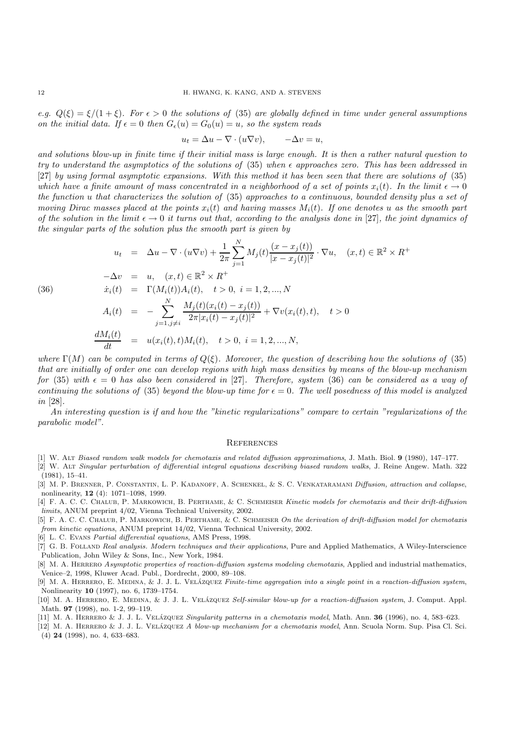*e.g.* $Q(\xi) = \xi/(1+\xi)$. *For* $\epsilon > 0$ *the solutions of* (35) *are globally defined in time under general assumptions on the initial data. If* $\epsilon = 0$ *then* $G_\epsilon(u) = G_0(u) = u$, *so the system reads*

$$u_t = \Delta u - \nabla \cdot (u \nabla v), \qquad -\Delta v = u,$$

*and solutions blow-up in finite time if their initial mass is large enough. It is then a rather natural question to try to understand the asymptotics of the solutions of* (35) *when* $\epsilon$ *approaches zero. This has been addressed in* [27] *by using formal asymptotic expansions. With this method it has been seen that there are solutions of* (35) *which have a finite amount of mass concentrated in a neighborhood of a set of points* $x_i(t)$. *In the limit* $\epsilon \to 0$ *the function* $u$ *that characterizes the solution of* (35) *approaches to a continuous, bounded density plus a set of moving Dirac masses placed at the points* $x_i(t)$ *and having masses* $M_i(t)$. *If one denotes* $u$ *as the smooth part of the solution in the limit* $\epsilon \to 0$ *it turns out that, according to the analysis done in* [27], *the joint dynamics of the singular parts of the solution plus the smooth part is given by*

$$
\begin{aligned}
u_t &= \Delta u - \nabla \cdot (u \nabla v) + \frac{1}{2\pi} \sum_{j=1}^{N} M_j(t) \frac{(x - x_j(t))}{|x - x_j(t)|^2} \cdot \nabla u, \quad (x,t) \in \mathbb{R}^2 \times R^+ \\
-\Delta v &= u, \quad (x,t) \in \mathbb{R}^2 \times R^+ \\
\dot{x}_i(t) &= \Gamma(M_i(t)) A_i(t), \quad t > 0, \ i = 1, 2, ..., N \\
A_i(t) &= - \sum_{j=1, j \neq i}^{N} \frac{M_j(t)(x_i(t) - x_j(t))}{2\pi |x_i(t) - x_j(t)|^2} + \nabla v(x_i(t), t), \quad t > 0 \\
\frac{dM_i(t)}{dt} &= u(x_i(t), t) M_i(t), \quad t > 0, \ i = 1, 2, ..., N,
\end{aligned}
\tag{36}
$$

*where* $\Gamma(M)$ *can be computed in terms of* $Q(\xi)$. *Moreover, the question of describing how the solutions of* (35) *that are initially of order one can develop regions with high mass densities by means of the blow-up mechanism for* (35) *with* $\epsilon = 0$ *has also been considered in* [27]. *Therefore, system* (36) *can be considered as a way of continuing the solutions of* (35) *beyond the blow-up time for* $\epsilon = 0$. *The well posedness of this model is analyzed in* [28].

*An interesting question is if and how the "kinetic regularizations" compare to certain "regularizations of the parabolic model".*

## References

[1] W. Alt *Biased random walk models for chemotaxis and related diffusion approximations*, J. Math. Biol. **9** (1980), 147–177.

[2] W. Alt *Singular perturbation of differential integral equations describing biased random walks*, J. Reine Angew. Math. 322 (1981), 15–41.

[3] M. P. Brenner, P. Constantin, L. P. Kadanoff, A. Schenkel, & S. C. Venkataramani *Diffusion, attraction and collapse*, nonlinearity, **12** (4): 1071–1098, 1999.

[4] F. A. C. C. Chalub, P. Markowich, B. Perthame, & C. Schmeiser *Kinetic models for chemotaxis and their drift-diffusion limits*, ANUM preprint 4/02, Vienna Technical University, 2002.

[5] F. A. C. C. Chalub, P. Markowich, B. Perthame, & C. Schmeiser *On the derivation of drift-diffusion model for chemotaxis from kinetic equations*, ANUM preprint 14/02, Vienna Technical University, 2002.

[6] L. C. Evans *Partial differential equations*, AMS Press, 1998.

[7] G. B. Folland *Real analysis. Modern techniques and their applications*, Pure and Applied Mathematics, A Wiley-Interscience Publication, John Wiley & Sons, Inc., New York, 1984.

[8] M. A. Herrero *Asymptotic properties of reaction-diffusion systems modeling chemotaxis*, Applied and industrial mathematics, Venice–2, 1998, Kluwer Acad. Publ., Dordrecht, 2000, 89–108.

[9] M. A. Herrero, E. Medina, & J. J. L. Velázquez *Finite-time aggregation into a single point in a reaction-diffusion system*, Nonlinearity **10** (1997), no. 6, 1739–1754.

[10] M. A. Herrero, E. Medina, & J. J. L. Velázquez *Self-similar blow-up for a reaction-diffusion system*, J. Comput. Appl. Math. **97** (1998), no. 1-2, 99–119.

[11] M. A. Herrero & J. J. L. Velázquez *Singularity patterns in a chemotaxis model*, Math. Ann. **36** (1996), no. 4, 583–623.

[12] M. A. Herrero & J. J. L. Velázquez *A blow-up mechanism for a chemotaxis model*, Ann. Scuola Norm. Sup. Pisa Cl. Sci. (4) **24** (1998), no. 4, 633–683.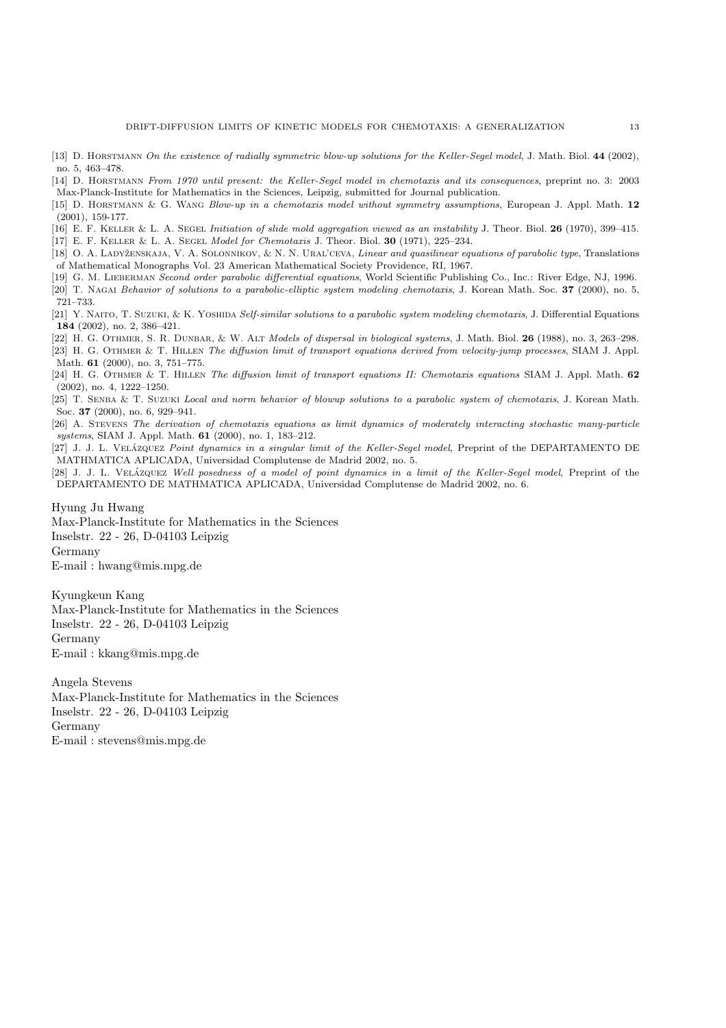[13] D. Horstmann *On the existence of radially symmetric blow-up solutions for the Keller-Segel model*, J. Math. Biol. **44** (2002), no. 5, 463–478.

[14] D. Horstmann *From 1970 until present: the Keller-Segel model in chemotaxis and its consequences*, preprint no. 3: 2003 Max-Planck-Institute for Mathematics in the Sciences, Leipzig, submitted for Journal publication.

[15] D. Horstmann & G. Wang *Blow-up in a chemotaxis model without symmetry assumptions*, European J. Appl. Math. **12** (2001), 159-177.

[16] E. F. Keller & L. A. Segel *Initiation of slide mold aggregation viewed as an instability* J. Theor. Biol. **26** (1970), 399–415.

[17] E. F. Keller & L. A. Segel *Model for Chemotaxis* J. Theor. Biol. **30** (1971), 225–234.

[18] O. A. Ladyženskaja, V. A. Solonnikov, & N. N. Ural'ceva, *Linear and quasilinear equations of parabolic type*, Translations of Mathematical Monographs Vol. 23 American Mathematical Society Providence, RI, 1967.

[19] G. M. Lieberman *Second order parabolic differential equations*, World Scientific Publishing Co., Inc.: River Edge, NJ, 1996.

[20] T. Nagai *Behavior of solutions to a parabolic-elliptic system modeling chemotaxis*, J. Korean Math. Soc. **37** (2000), no. 5, 721–733.

[21] Y. Naito, T. Suzuki, & K. Yoshida *Self-similar solutions to a parabolic system modeling chemotaxis*, J. Differential Equations **184** (2002), no. 2, 386–421.

[22] H. G. Othmer, S. R. Dunbar, & W. Alt *Models of dispersal in biological systems*, J. Math. Biol. **26** (1988), no. 3, 263–298.

[23] H. G. Othmer & T. Hillen *The diffusion limit of transport equations derived from velocity-jump processes*, SIAM J. Appl. Math. **61** (2000), no. 3, 751–775.

[24] H. G. Othmer & T. Hillen *The diffusion limit of transport equations II: Chemotaxis equations* SIAM J. Appl. Math. **62** (2002), no. 4, 1222–1250.

[25] T. Senba & T. Suzuki *Local and norm behavior of blowup solutions to a parabolic system of chemotaxis*, J. Korean Math. Soc. **37** (2000), no. 6, 929–941.

[26] A. Stevens *The derivation of chemotaxis equations as limit dynamics of moderately interacting stochastic many-particle systems*, SIAM J. Appl. Math. **61** (2000), no. 1, 183–212.

[27] J. J. L. Velázquez *Point dynamics in a singular limit of the Keller-Segel model*, Preprint of the DEPARTAMENTO DE MATHMATICA APLICADA, Universidad Complutense de Madrid 2002, no. 5.

[28] J. J. L. Velázquez *Well posedness of a model of point dynamics in a limit of the Keller-Segel model*, Preprint of the DEPARTAMENTO DE MATHMATICA APLICADA, Universidad Complutense de Madrid 2002, no. 6.

Hyung Ju Hwang
Max-Planck-Institute for Mathematics in the Sciences
Inselstr. 22 - 26, D-04103 Leipzig
Germany
E-mail : hwang@mis.mpg.de

Kyungkeun Kang
Max-Planck-Institute for Mathematics in the Sciences
Inselstr. 22 - 26, D-04103 Leipzig
Germany
E-mail : kkang@mis.mpg.de

Angela Stevens
Max-Planck-Institute for Mathematics in the Sciences
Inselstr. 22 - 26, D-04103 Leipzig
Germany
E-mail : stevens@mis.mpg.de